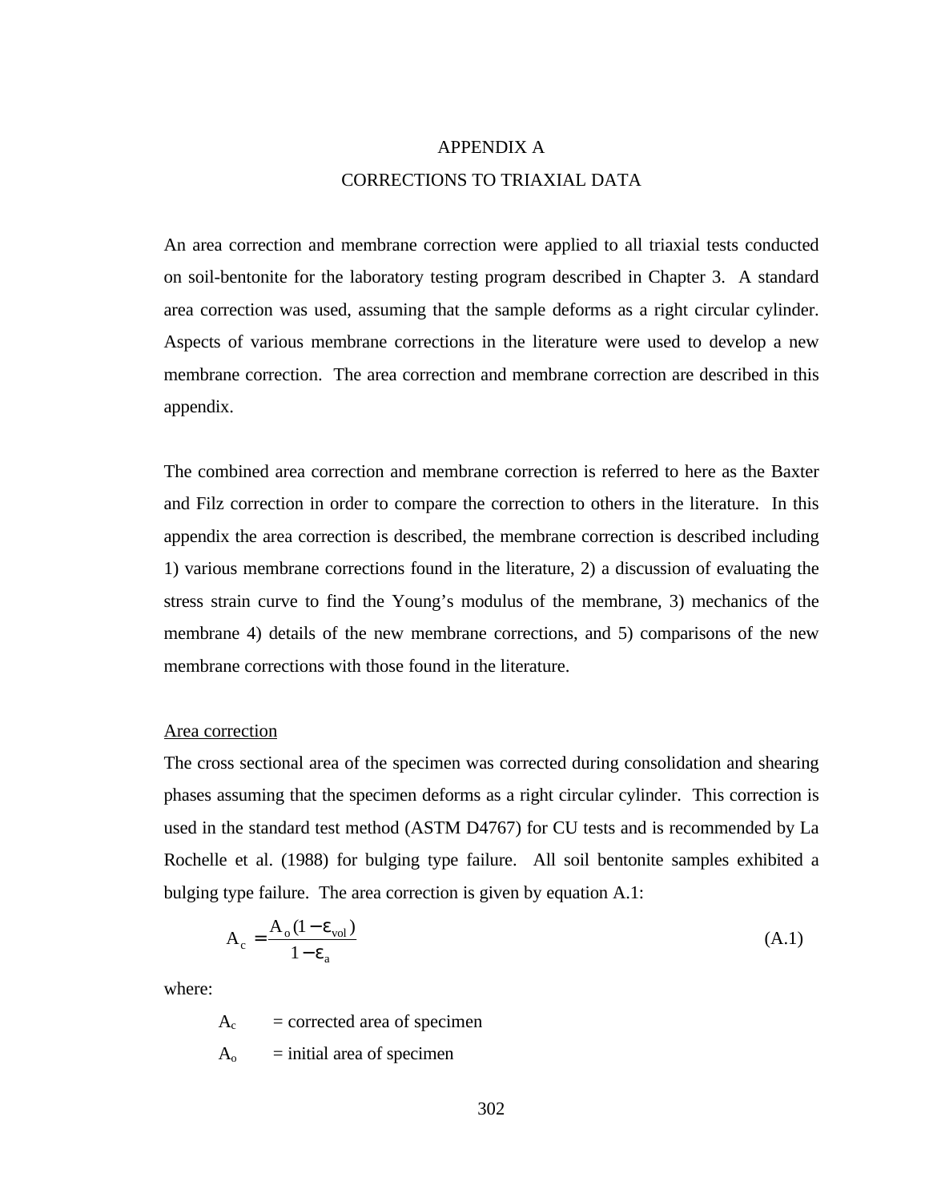# APPENDIX A

## CORRECTIONS TO TRIAXIAL DATA

An area correction and membrane correction were applied to all triaxial tests conducted on soil-bentonite for the laboratory testing program described in Chapter 3. A standard area correction was used, assuming that the sample deforms as a right circular cylinder. Aspects of various membrane corrections in the literature were used to develop a new membrane correction. The area correction and membrane correction are described in this appendix.

The combined area correction and membrane correction is referred to here as the Baxter and Filz correction in order to compare the correction to others in the literature. In this appendix the area correction is described, the membrane correction is described including 1) various membrane corrections found in the literature, 2) a discussion of evaluating the stress strain curve to find the Young's modulus of the membrane, 3) mechanics of the membrane 4) details of the new membrane corrections, and 5) comparisons of the new membrane corrections with those found in the literature.

### Area correction

The cross sectional area of the specimen was corrected during consolidation and shearing phases assuming that the specimen deforms as a right circular cylinder. This correction is used in the standard test method (ASTM D4767) for CU tests and is recommended by La Rochelle et al. (1988) for bulging type failure. All soil bentonite samples exhibited a bulging type failure. The area correction is given by equation A.1:

$$A_c = \frac{A_o(1-\varepsilon_{vol})}{1-\varepsilon_a} \tag{A.1}$$

where:

$A_c$ = corrected area of specimen

$A_o$ = initial area of specimen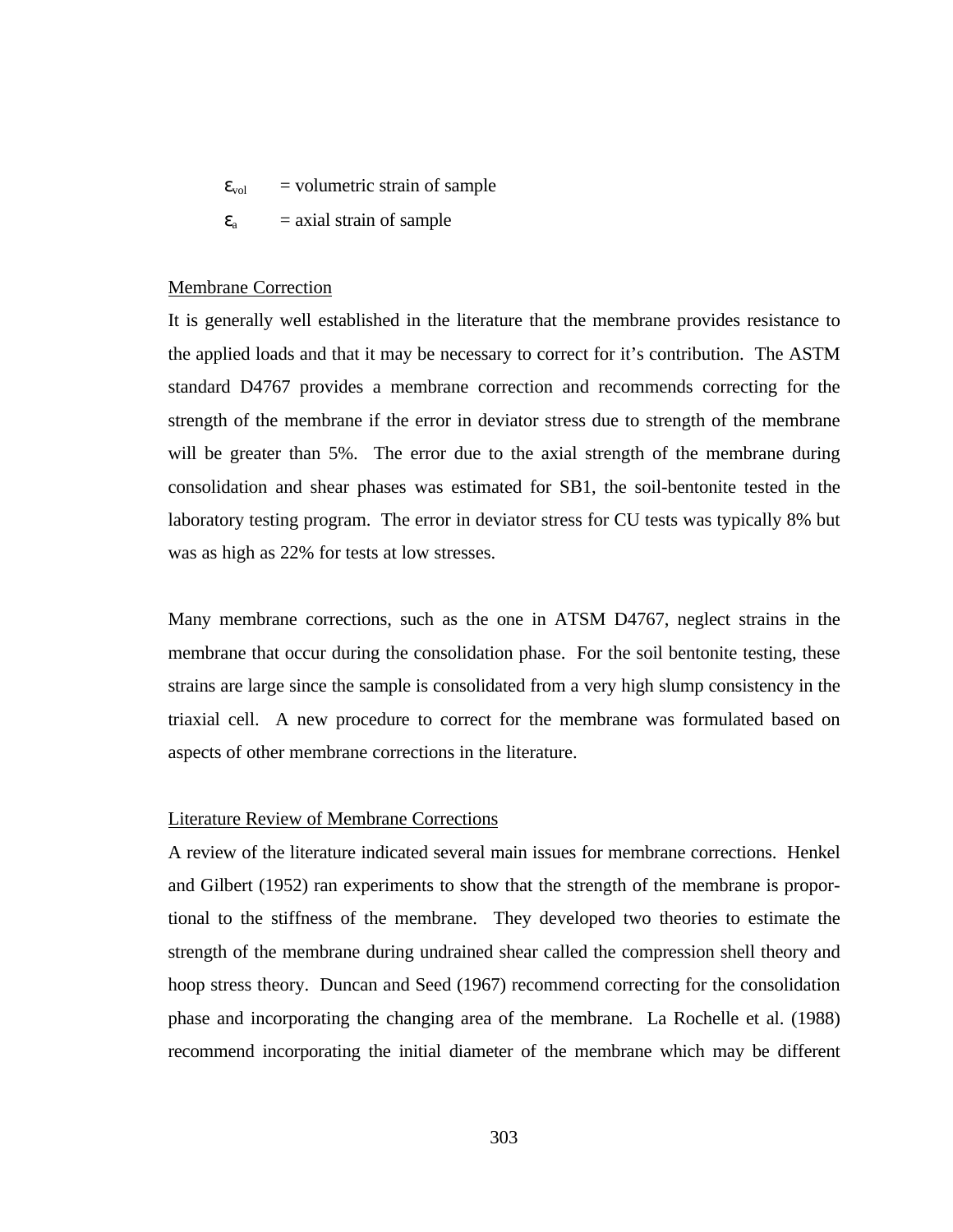$\varepsilon_{vol}$ = volumetric strain of sample

$\varepsilon_a$ = axial strain of sample

Membrane Correction

It is generally well established in the literature that the membrane provides resistance to the applied loads and that it may be necessary to correct for it's contribution. The ASTM standard D4767 provides a membrane correction and recommends correcting for the strength of the membrane if the error in deviator stress due to strength of the membrane will be greater than 5%. The error due to the axial strength of the membrane during consolidation and shear phases was estimated for SB1, the soil-bentonite tested in the laboratory testing program. The error in deviator stress for CU tests was typically 8% but was as high as 22% for tests at low stresses.

Many membrane corrections, such as the one in ATSM D4767, neglect strains in the membrane that occur during the consolidation phase. For the soil bentonite testing, these strains are large since the sample is consolidated from a very high slump consistency in the triaxial cell. A new procedure to correct for the membrane was formulated based on aspects of other membrane corrections in the literature.

Literature Review of Membrane Corrections

A review of the literature indicated several main issues for membrane corrections. Henkel and Gilbert (1952) ran experiments to show that the strength of the membrane is proportional to the stiffness of the membrane. They developed two theories to estimate the strength of the membrane during undrained shear called the compression shell theory and hoop stress theory. Duncan and Seed (1967) recommend correcting for the consolidation phase and incorporating the changing area of the membrane. La Rochelle et al. (1988) recommend incorporating the initial diameter of the membrane which may be different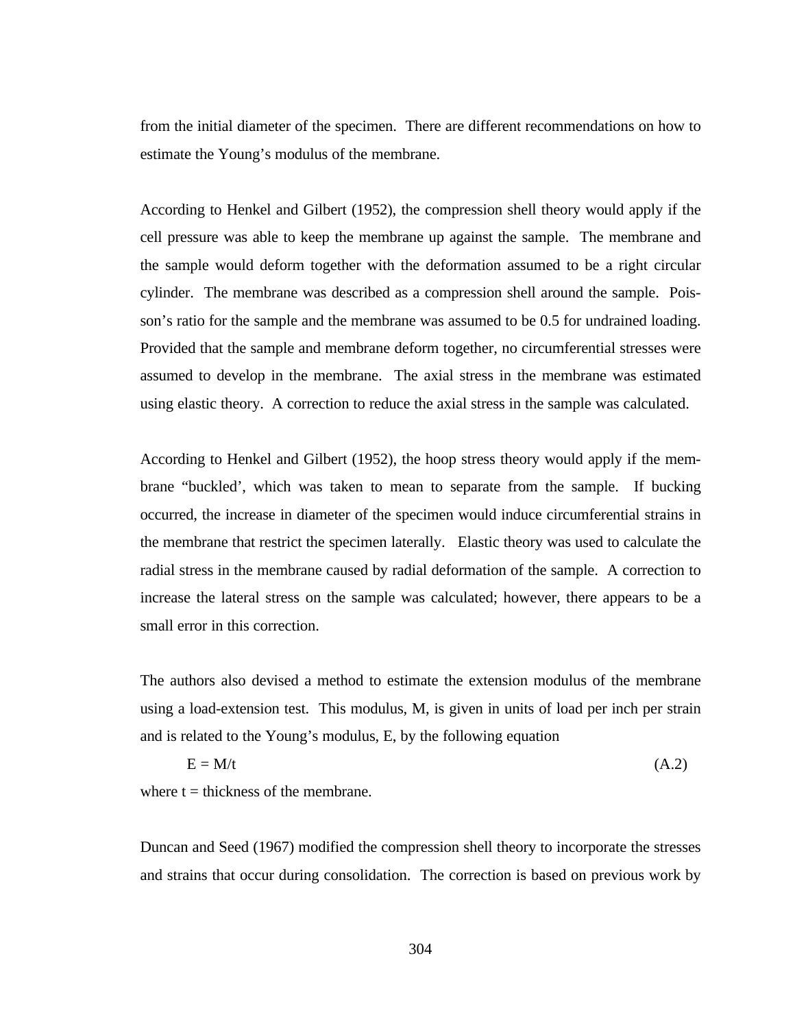from the initial diameter of the specimen. There are different recommendations on how to estimate the Young's modulus of the membrane.

According to Henkel and Gilbert (1952), the compression shell theory would apply if the cell pressure was able to keep the membrane up against the sample. The membrane and the sample would deform together with the deformation assumed to be a right circular cylinder. The membrane was described as a compression shell around the sample. Poisson's ratio for the sample and the membrane was assumed to be 0.5 for undrained loading. Provided that the sample and membrane deform together, no circumferential stresses were assumed to develop in the membrane. The axial stress in the membrane was estimated using elastic theory. A correction to reduce the axial stress in the sample was calculated.

According to Henkel and Gilbert (1952), the hoop stress theory would apply if the membrane "buckled', which was taken to mean to separate from the sample. If bucking occurred, the increase in diameter of the specimen would induce circumferential strains in the membrane that restrict the specimen laterally. Elastic theory was used to calculate the radial stress in the membrane caused by radial deformation of the sample. A correction to increase the lateral stress on the sample was calculated; however, there appears to be a small error in this correction.

The authors also devised a method to estimate the extension modulus of the membrane using a load-extension test. This modulus, M, is given in units of load per inch per strain and is related to the Young's modulus, E, by the following equation

$$E = M/t \tag{A.2}$$

where t = thickness of the membrane.

Duncan and Seed (1967) modified the compression shell theory to incorporate the stresses and strains that occur during consolidation. The correction is based on previous work by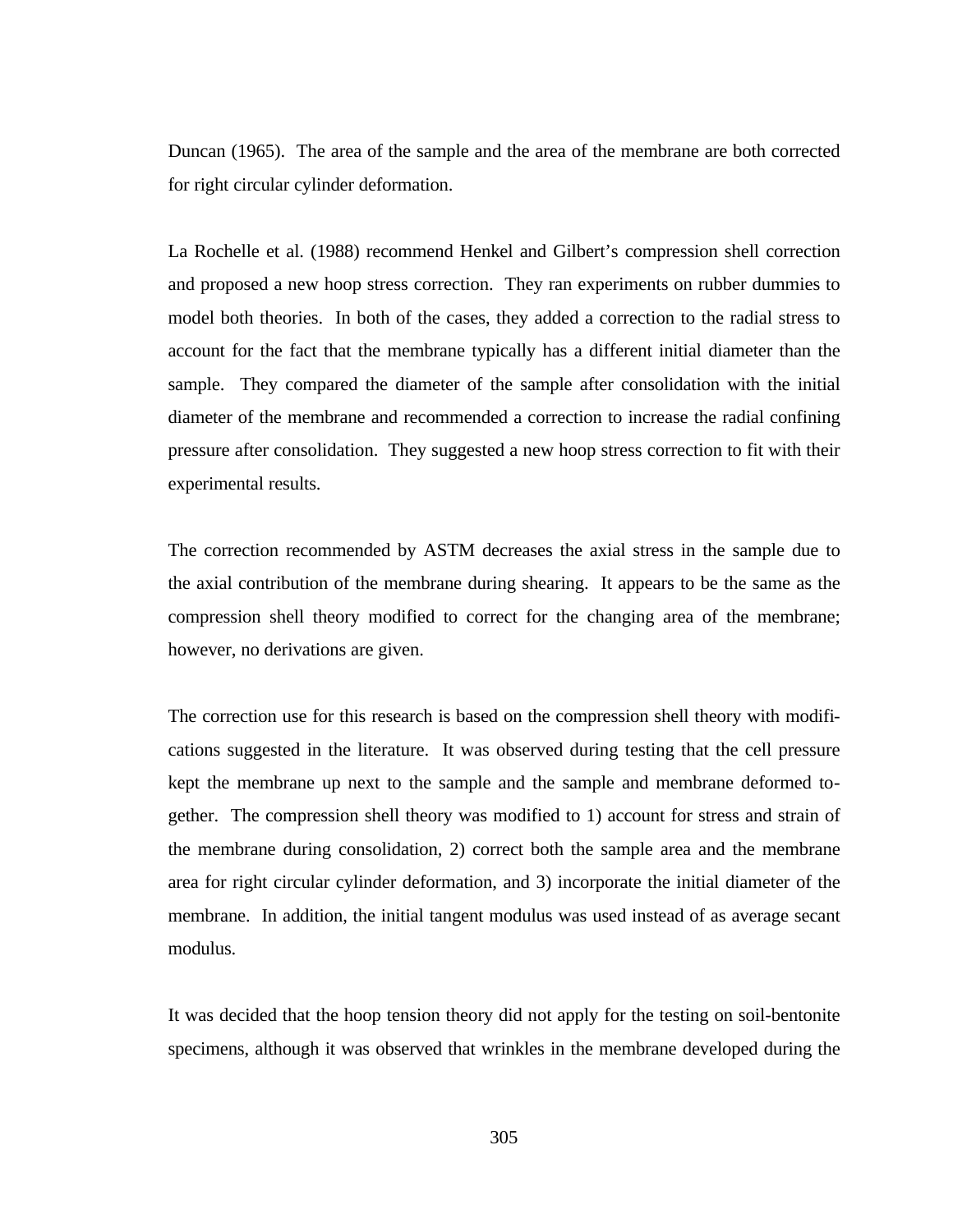Duncan (1965). The area of the sample and the area of the membrane are both corrected for right circular cylinder deformation.

La Rochelle et al. (1988) recommend Henkel and Gilbert's compression shell correction and proposed a new hoop stress correction. They ran experiments on rubber dummies to model both theories. In both of the cases, they added a correction to the radial stress to account for the fact that the membrane typically has a different initial diameter than the sample. They compared the diameter of the sample after consolidation with the initial diameter of the membrane and recommended a correction to increase the radial confining pressure after consolidation. They suggested a new hoop stress correction to fit with their experimental results.

The correction recommended by ASTM decreases the axial stress in the sample due to the axial contribution of the membrane during shearing. It appears to be the same as the compression shell theory modified to correct for the changing area of the membrane; however, no derivations are given.

The correction use for this research is based on the compression shell theory with modifications suggested in the literature. It was observed during testing that the cell pressure kept the membrane up next to the sample and the sample and membrane deformed together. The compression shell theory was modified to 1) account for stress and strain of the membrane during consolidation, 2) correct both the sample area and the membrane area for right circular cylinder deformation, and 3) incorporate the initial diameter of the membrane. In addition, the initial tangent modulus was used instead of as average secant modulus.

It was decided that the hoop tension theory did not apply for the testing on soil-bentonite specimens, although it was observed that wrinkles in the membrane developed during the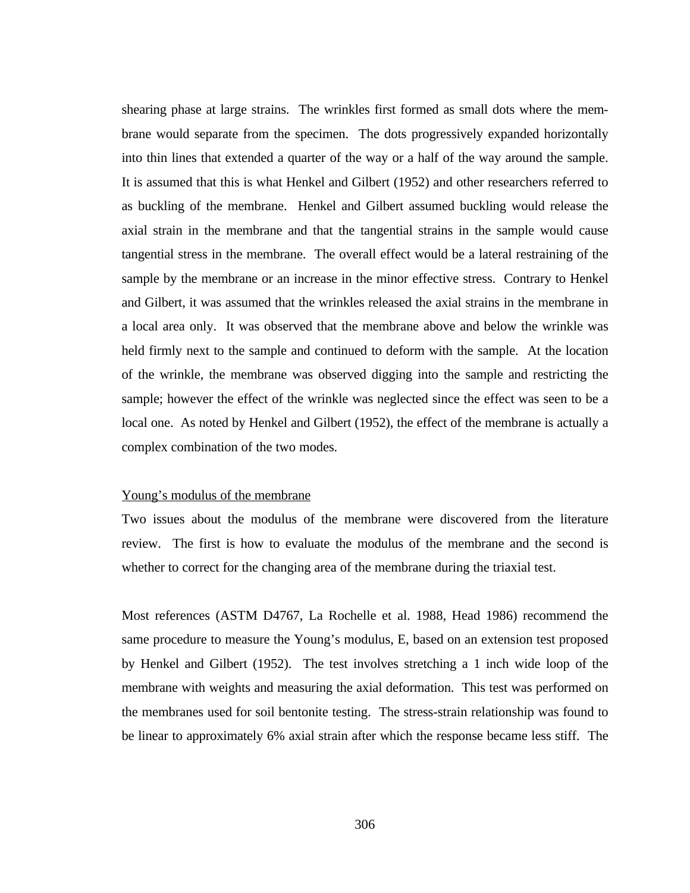shearing phase at large strains. The wrinkles first formed as small dots where the membrane would separate from the specimen. The dots progressively expanded horizontally into thin lines that extended a quarter of the way or a half of the way around the sample. It is assumed that this is what Henkel and Gilbert (1952) and other researchers referred to as buckling of the membrane. Henkel and Gilbert assumed buckling would release the axial strain in the membrane and that the tangential strains in the sample would cause tangential stress in the membrane. The overall effect would be a lateral restraining of the sample by the membrane or an increase in the minor effective stress. Contrary to Henkel and Gilbert, it was assumed that the wrinkles released the axial strains in the membrane in a local area only. It was observed that the membrane above and below the wrinkle was held firmly next to the sample and continued to deform with the sample. At the location of the wrinkle, the membrane was observed digging into the sample and restricting the sample; however the effect of the wrinkle was neglected since the effect was seen to be a local one. As noted by Henkel and Gilbert (1952), the effect of the membrane is actually a complex combination of the two modes.

<u>Young's modulus of the membrane</u>

Two issues about the modulus of the membrane were discovered from the literature review. The first is how to evaluate the modulus of the membrane and the second is whether to correct for the changing area of the membrane during the triaxial test.

Most references (ASTM D4767, La Rochelle et al. 1988, Head 1986) recommend the same procedure to measure the Young's modulus, E, based on an extension test proposed by Henkel and Gilbert (1952). The test involves stretching a 1 inch wide loop of the membrane with weights and measuring the axial deformation. This test was performed on the membranes used for soil bentonite testing. The stress-strain relationship was found to be linear to approximately 6% axial strain after which the response became less stiff. The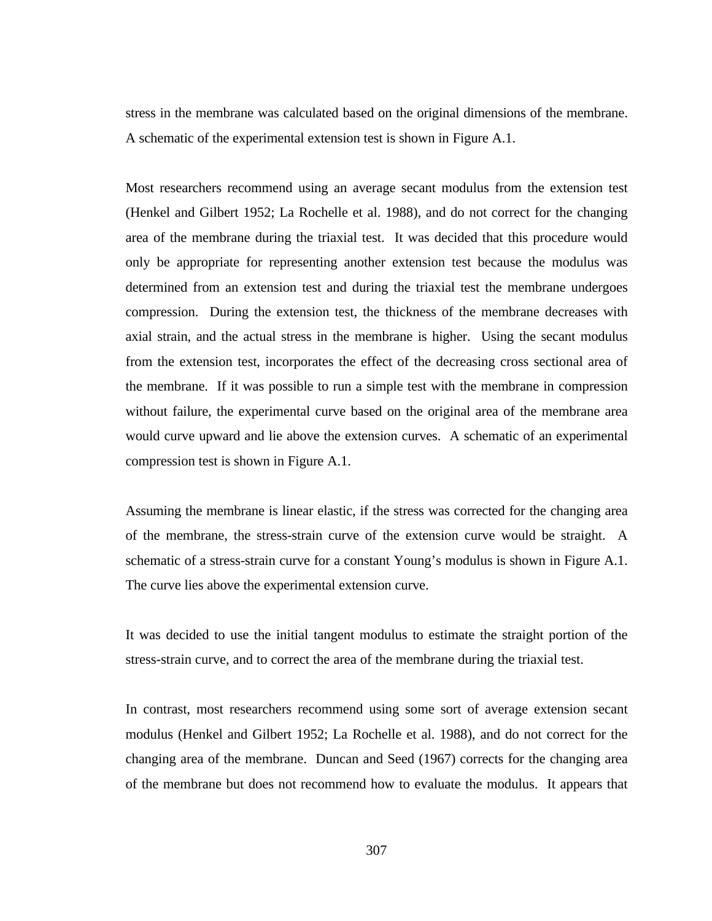stress in the membrane was calculated based on the original dimensions of the membrane. A schematic of the experimental extension test is shown in Figure A.1.

Most researchers recommend using an average secant modulus from the extension test (Henkel and Gilbert 1952; La Rochelle et al. 1988), and do not correct for the changing area of the membrane during the triaxial test. It was decided that this procedure would only be appropriate for representing another extension test because the modulus was determined from an extension test and during the triaxial test the membrane undergoes compression. During the extension test, the thickness of the membrane decreases with axial strain, and the actual stress in the membrane is higher. Using the secant modulus from the extension test, incorporates the effect of the decreasing cross sectional area of the membrane. If it was possible to run a simple test with the membrane in compression without failure, the experimental curve based on the original area of the membrane area would curve upward and lie above the extension curves. A schematic of an experimental compression test is shown in Figure A.1.

Assuming the membrane is linear elastic, if the stress was corrected for the changing area of the membrane, the stress-strain curve of the extension curve would be straight. A schematic of a stress-strain curve for a constant Young's modulus is shown in Figure A.1. The curve lies above the experimental extension curve.

It was decided to use the initial tangent modulus to estimate the straight portion of the stress-strain curve, and to correct the area of the membrane during the triaxial test.

In contrast, most researchers recommend using some sort of average extension secant modulus (Henkel and Gilbert 1952; La Rochelle et al. 1988), and do not correct for the changing area of the membrane. Duncan and Seed (1967) corrects for the changing area of the membrane but does not recommend how to evaluate the modulus. It appears that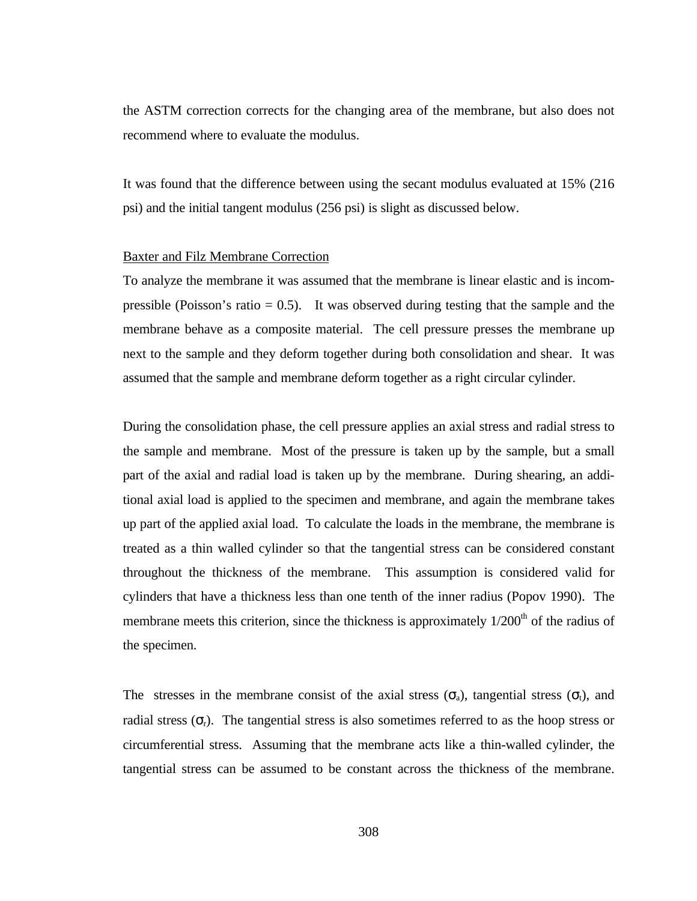the ASTM correction corrects for the changing area of the membrane, but also does not recommend where to evaluate the modulus.

It was found that the difference between using the secant modulus evaluated at 15% (216 psi) and the initial tangent modulus (256 psi) is slight as discussed below.

Baxter and Filz Membrane Correction

To analyze the membrane it was assumed that the membrane is linear elastic and is incompressible (Poisson's ratio = 0.5). It was observed during testing that the sample and the membrane behave as a composite material. The cell pressure presses the membrane up next to the sample and they deform together during both consolidation and shear. It was assumed that the sample and membrane deform together as a right circular cylinder.

During the consolidation phase, the cell pressure applies an axial stress and radial stress to the sample and membrane. Most of the pressure is taken up by the sample, but a small part of the axial and radial load is taken up by the membrane. During shearing, an additional axial load is applied to the specimen and membrane, and again the membrane takes up part of the applied axial load. To calculate the loads in the membrane, the membrane is treated as a thin walled cylinder so that the tangential stress can be considered constant throughout the thickness of the membrane. This assumption is considered valid for cylinders that have a thickness less than one tenth of the inner radius (Popov 1990). The membrane meets this criterion, since the thickness is approximately $1/200^{th}$ of the radius of the specimen.

The stresses in the membrane consist of the axial stress ($\sigma_a$), tangential stress ($\sigma_t$), and radial stress ($\sigma_r$). The tangential stress is also sometimes referred to as the hoop stress or circumferential stress. Assuming that the membrane acts like a thin-walled cylinder, the tangential stress can be assumed to be constant across the thickness of the membrane.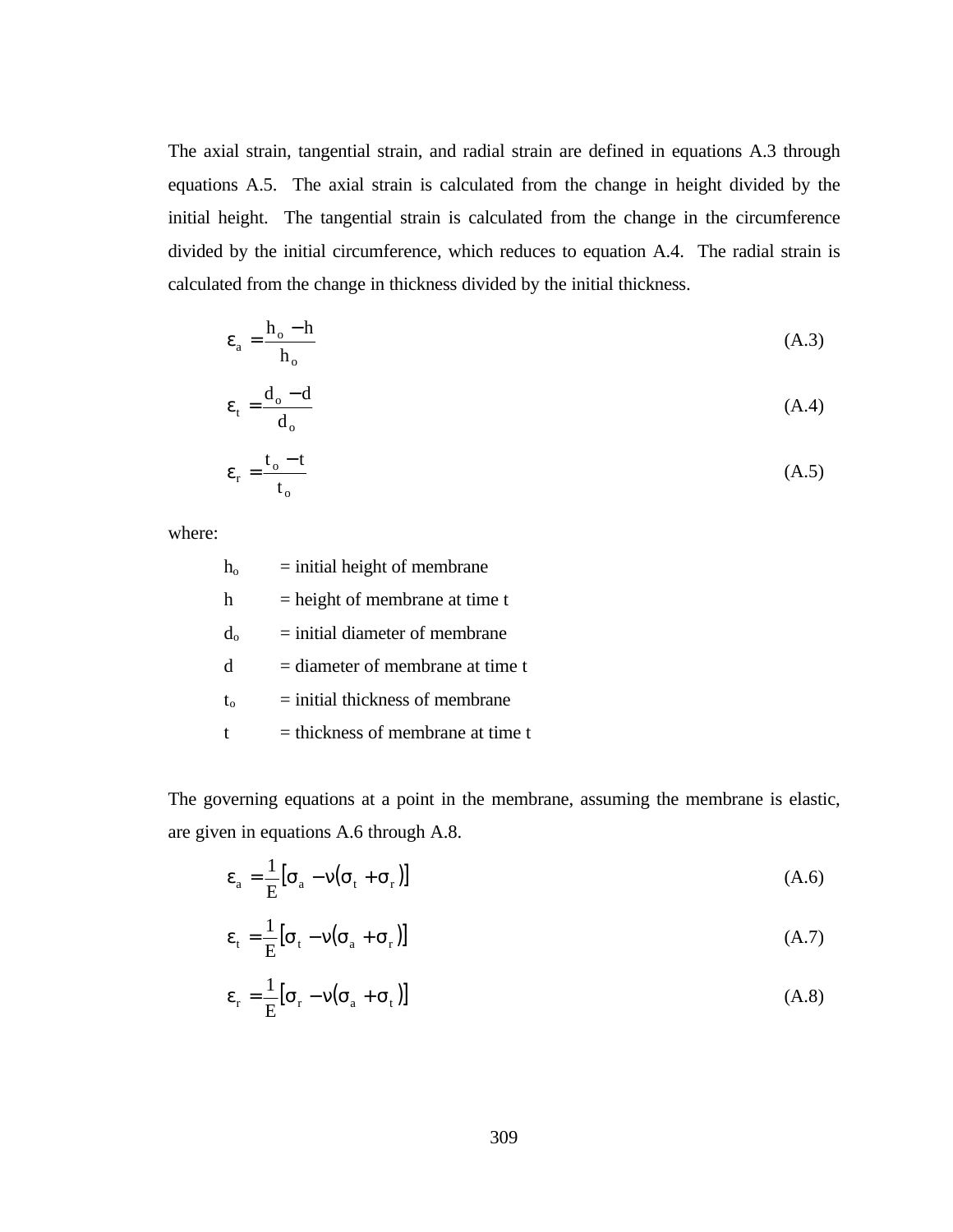The axial strain, tangential strain, and radial strain are defined in equations A.3 through equations A.5. The axial strain is calculated from the change in height divided by the initial height. The tangential strain is calculated from the change in the circumference divided by the initial circumference, which reduces to equation A.4. The radial strain is calculated from the change in thickness divided by the initial thickness.

$$\varepsilon_a = \frac{h_o - h}{h_o} \tag{A.3}$$

$$\varepsilon_t = \frac{d_o - d}{d_o} \tag{A.4}$$

$$\varepsilon_r = \frac{t_o - t}{t_o} \tag{A.5}$$

where:

$h_o$ = initial height of membrane

$h$ = height of membrane at time t

$d_o$ = initial diameter of membrane

$d$ = diameter of membrane at time t

$t_o$ = initial thickness of membrane

$t$ = thickness of membrane at time t

The governing equations at a point in the membrane, assuming the membrane is elastic, are given in equations A.6 through A.8.

$$\varepsilon_a = \frac{1}{E}\left[\sigma_a - \nu\left(\sigma_t + \sigma_r\right)\right] \tag{A.6}$$

$$\varepsilon_t = \frac{1}{E}\left[\sigma_t - \nu\left(\sigma_a + \sigma_r\right)\right] \tag{A.7}$$

$$\varepsilon_r = \frac{1}{E}\left[\sigma_r - \nu\left(\sigma_a + \sigma_t\right)\right] \tag{A.8}$$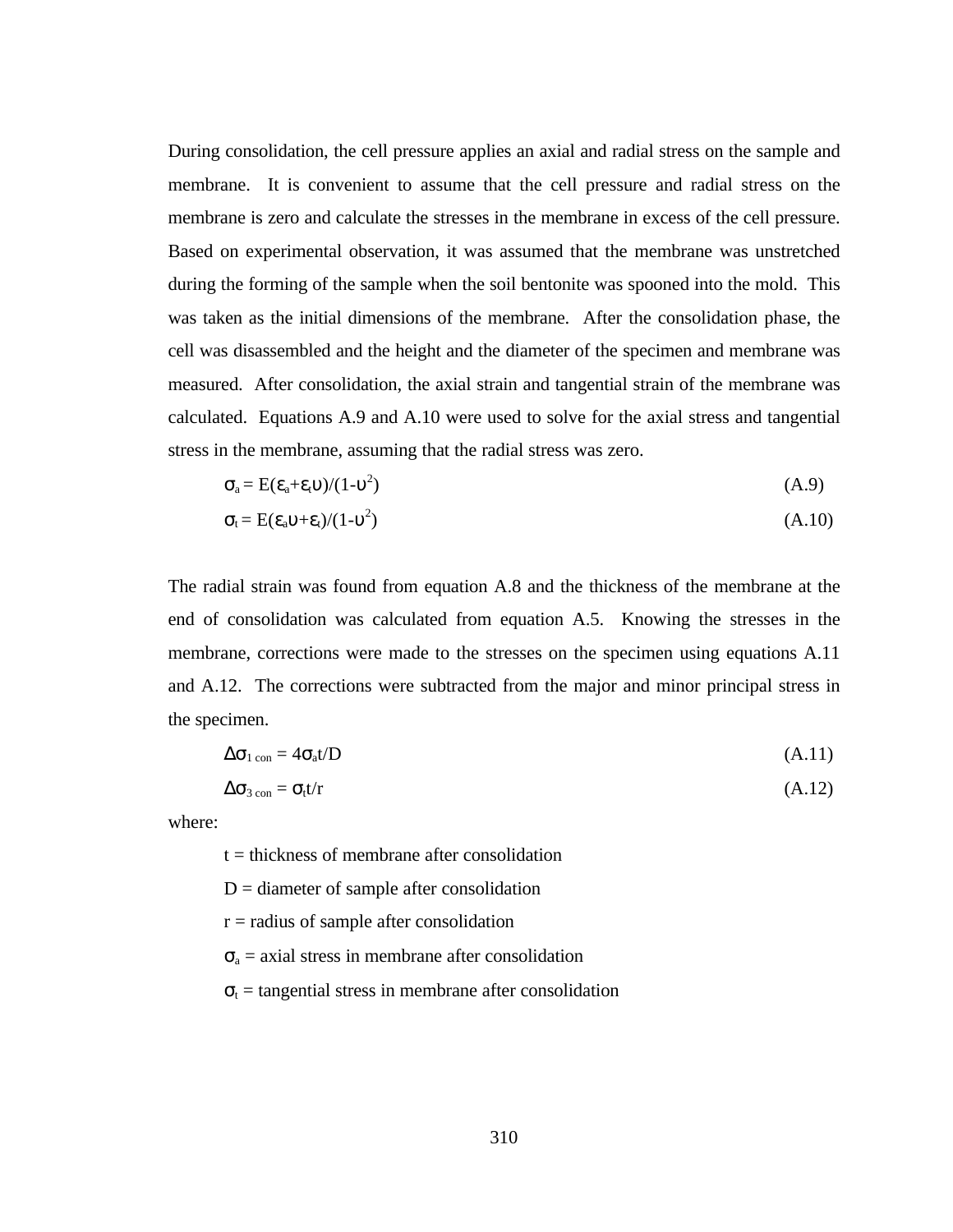During consolidation, the cell pressure applies an axial and radial stress on the sample and membrane. It is convenient to assume that the cell pressure and radial stress on the membrane is zero and calculate the stresses in the membrane in excess of the cell pressure. Based on experimental observation, it was assumed that the membrane was unstretched during the forming of the sample when the soil bentonite was spooned into the mold. This was taken as the initial dimensions of the membrane. After the consolidation phase, the cell was disassembled and the height and the diameter of the specimen and membrane was measured. After consolidation, the axial strain and tangential strain of the membrane was calculated. Equations A.9 and A.10 were used to solve for the axial stress and tangential stress in the membrane, assuming that the radial stress was zero.

$$\sigma_a = E(\varepsilon_a+\varepsilon_t\upsilon)/(1-\upsilon^2) \quad \text{(A.9)}$$

$$\sigma_t = E(\varepsilon_a\upsilon+\varepsilon_t)/(1-\upsilon^2) \quad \text{(A.10)}$$

The radial strain was found from equation A.8 and the thickness of the membrane at the end of consolidation was calculated from equation A.5. Knowing the stresses in the membrane, corrections were made to the stresses on the specimen using equations A.11 and A.12. The corrections were subtracted from the major and minor principal stress in the specimen.

$$\Delta\sigma_{1\ con} = 4\sigma_a t/D \quad \text{(A.11)}$$

$$\Delta\sigma_{3\ con} = \sigma_t t/r \quad \text{(A.12)}$$

where:

- $t$ = thickness of membrane after consolidation
- $D$ = diameter of sample after consolidation
- $r$ = radius of sample after consolidation
- $\sigma_a$ = axial stress in membrane after consolidation
- $\sigma_t$ = tangential stress in membrane after consolidation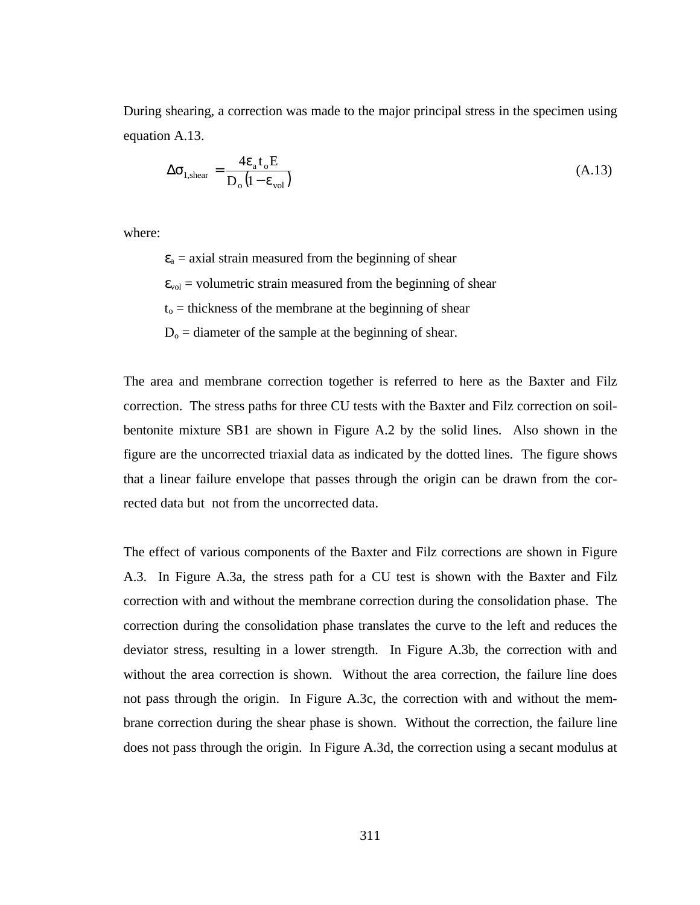During shearing, a correction was made to the major principal stress in the specimen using equation A.13.

$$\Delta\sigma_{1,shear} = \frac{4\varepsilon_a t_o E}{D_o(1-\varepsilon_{vol})} \tag{A.13}$$

where:

$\varepsilon_a$ = axial strain measured from the beginning of shear

$\varepsilon_{vol}$ = volumetric strain measured from the beginning of shear

$t_o$ = thickness of the membrane at the beginning of shear

$D_o$ = diameter of the sample at the beginning of shear.

The area and membrane correction together is referred to here as the Baxter and Filz correction. The stress paths for three CU tests with the Baxter and Filz correction on soil-bentonite mixture SB1 are shown in Figure A.2 by the solid lines. Also shown in the figure are the uncorrected triaxial data as indicated by the dotted lines. The figure shows that a linear failure envelope that passes through the origin can be drawn from the corrected data but not from the uncorrected data.

The effect of various components of the Baxter and Filz corrections are shown in Figure A.3. In Figure A.3a, the stress path for a CU test is shown with the Baxter and Filz correction with and without the membrane correction during the consolidation phase. The correction during the consolidation phase translates the curve to the left and reduces the deviator stress, resulting in a lower strength. In Figure A.3b, the correction with and without the area correction is shown. Without the area correction, the failure line does not pass through the origin. In Figure A.3c, the correction with and without the membrane correction during the shear phase is shown. Without the correction, the failure line does not pass through the origin. In Figure A.3d, the correction using a secant modulus at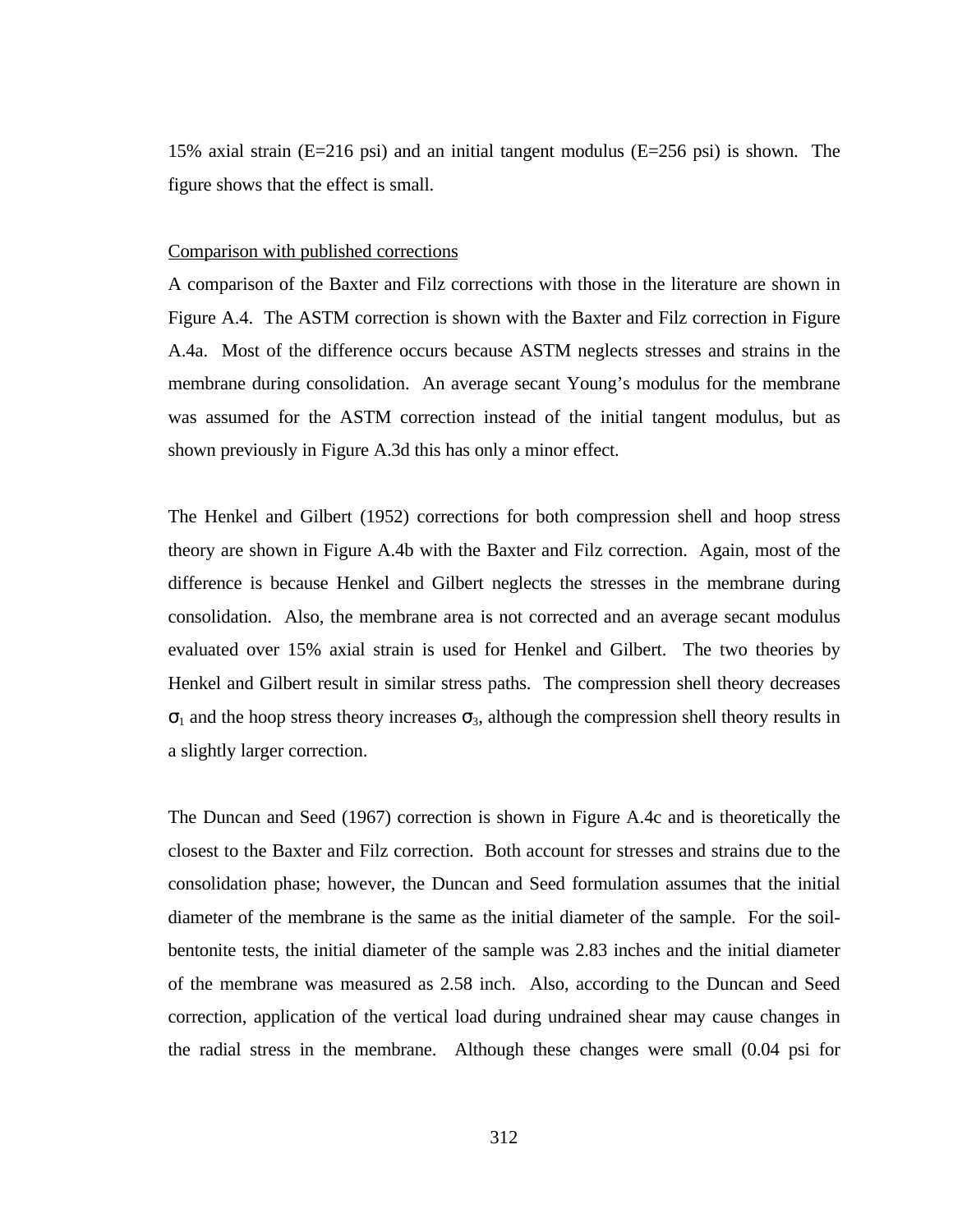15% axial strain (E=216 psi) and an initial tangent modulus (E=256 psi) is shown. The figure shows that the effect is small.

Comparison with published corrections

A comparison of the Baxter and Filz corrections with those in the literature are shown in Figure A.4. The ASTM correction is shown with the Baxter and Filz correction in Figure A.4a. Most of the difference occurs because ASTM neglects stresses and strains in the membrane during consolidation. An average secant Young's modulus for the membrane was assumed for the ASTM correction instead of the initial tangent modulus, but as shown previously in Figure A.3d this has only a minor effect.

The Henkel and Gilbert (1952) corrections for both compression shell and hoop stress theory are shown in Figure A.4b with the Baxter and Filz correction. Again, most of the difference is because Henkel and Gilbert neglects the stresses in the membrane during consolidation. Also, the membrane area is not corrected and an average secant modulus evaluated over 15% axial strain is used for Henkel and Gilbert. The two theories by Henkel and Gilbert result in similar stress paths. The compression shell theory decreases $\sigma_1$ and the hoop stress theory increases $\sigma_3$, although the compression shell theory results in a slightly larger correction.

The Duncan and Seed (1967) correction is shown in Figure A.4c and is theoretically the closest to the Baxter and Filz correction. Both account for stresses and strains due to the consolidation phase; however, the Duncan and Seed formulation assumes that the initial diameter of the membrane is the same as the initial diameter of the sample. For the soil-bentonite tests, the initial diameter of the sample was 2.83 inches and the initial diameter of the membrane was measured as 2.58 inch. Also, according to the Duncan and Seed correction, application of the vertical load during undrained shear may cause changes in the radial stress in the membrane. Although these changes were small (0.04 psi for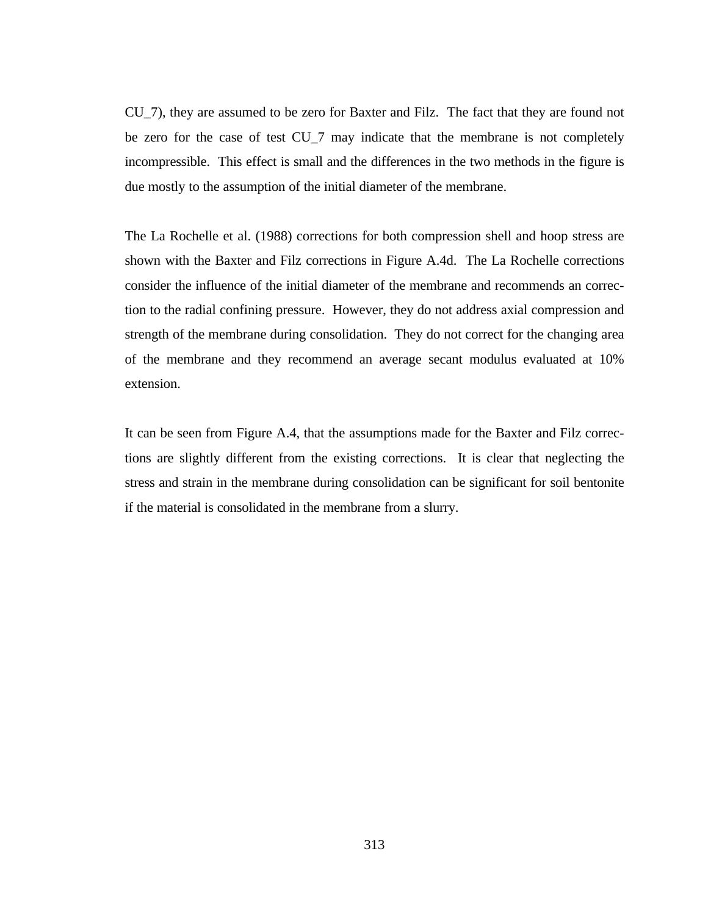CU_7), they are assumed to be zero for Baxter and Filz. The fact that they are found not be zero for the case of test CU_7 may indicate that the membrane is not completely incompressible. This effect is small and the differences in the two methods in the figure is due mostly to the assumption of the initial diameter of the membrane.

The La Rochelle et al. (1988) corrections for both compression shell and hoop stress are shown with the Baxter and Filz corrections in Figure A.4d. The La Rochelle corrections consider the influence of the initial diameter of the membrane and recommends an correction to the radial confining pressure. However, they do not address axial compression and strength of the membrane during consolidation. They do not correct for the changing area of the membrane and they recommend an average secant modulus evaluated at 10% extension.

It can be seen from Figure A.4, that the assumptions made for the Baxter and Filz corrections are slightly different from the existing corrections. It is clear that neglecting the stress and strain in the membrane during consolidation can be significant for soil bentonite if the material is consolidated in the membrane from a slurry.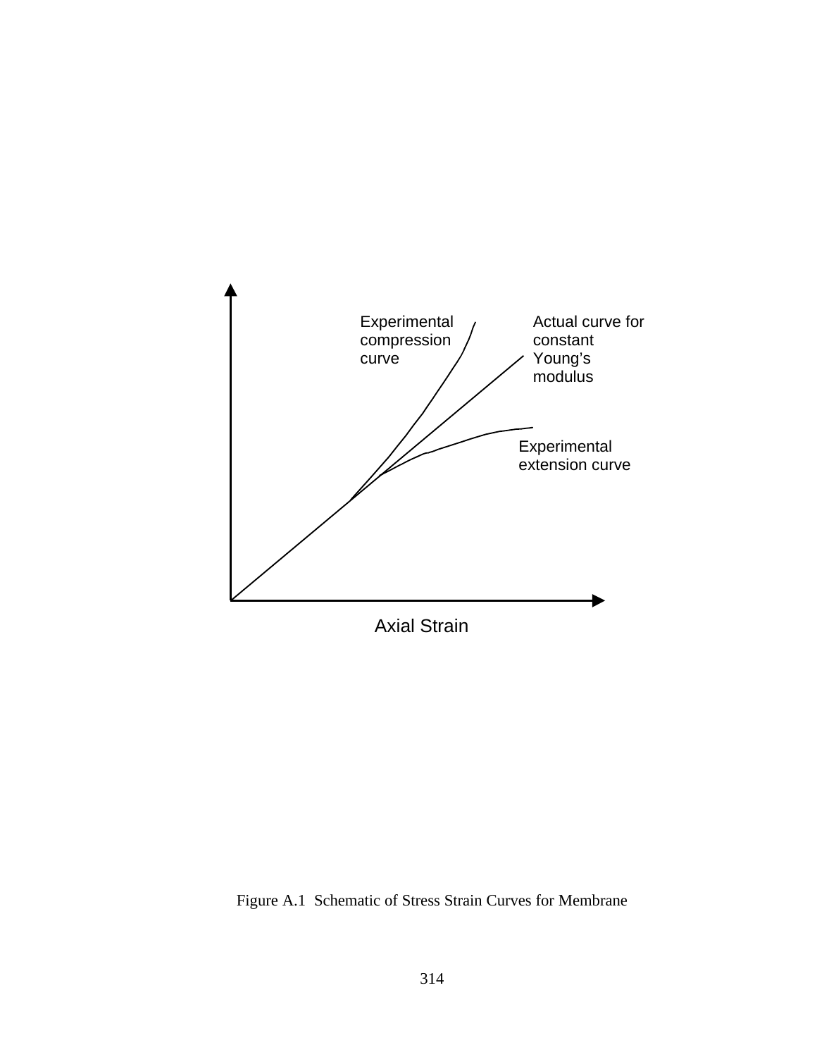Experimental compression curve

Actual curve for constant Young's modulus

Experimental extension curve

Axial Strain

Figure A.1 Schematic of Stress Strain Curves for Membrane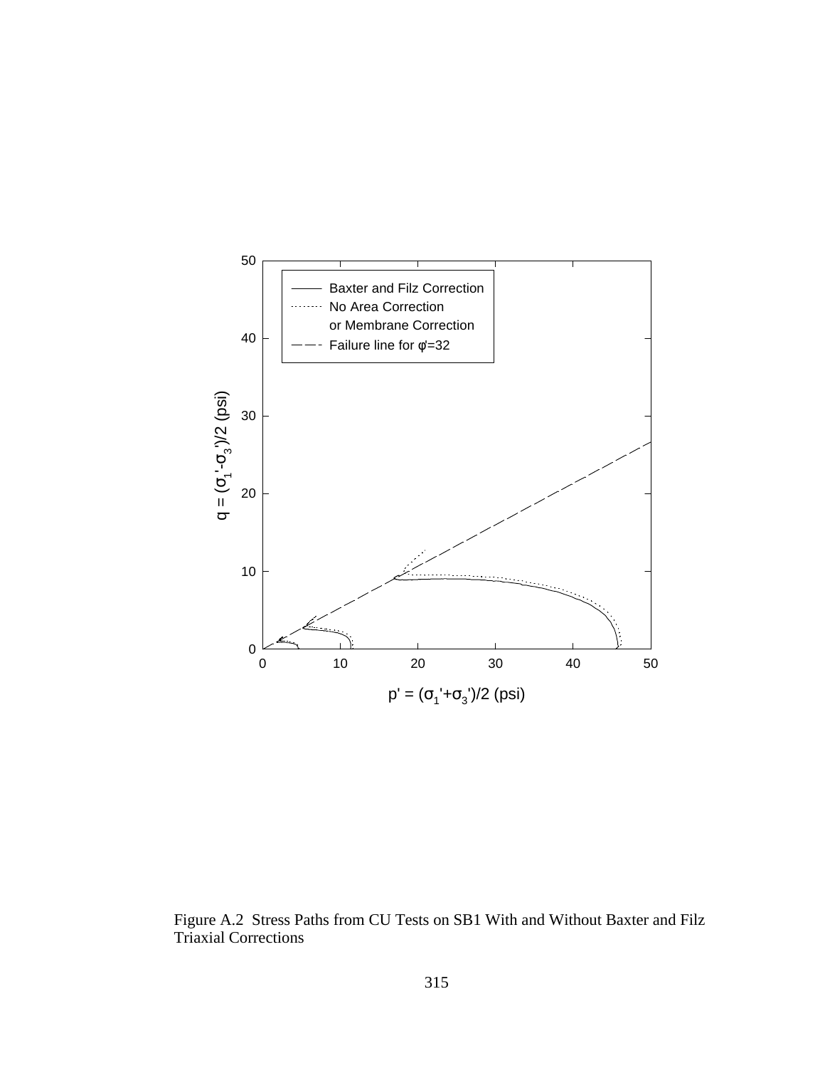Figure A.2 Stress Paths from CU Tests on SB1 With and Without Baxter and Filz Triaxial Corrections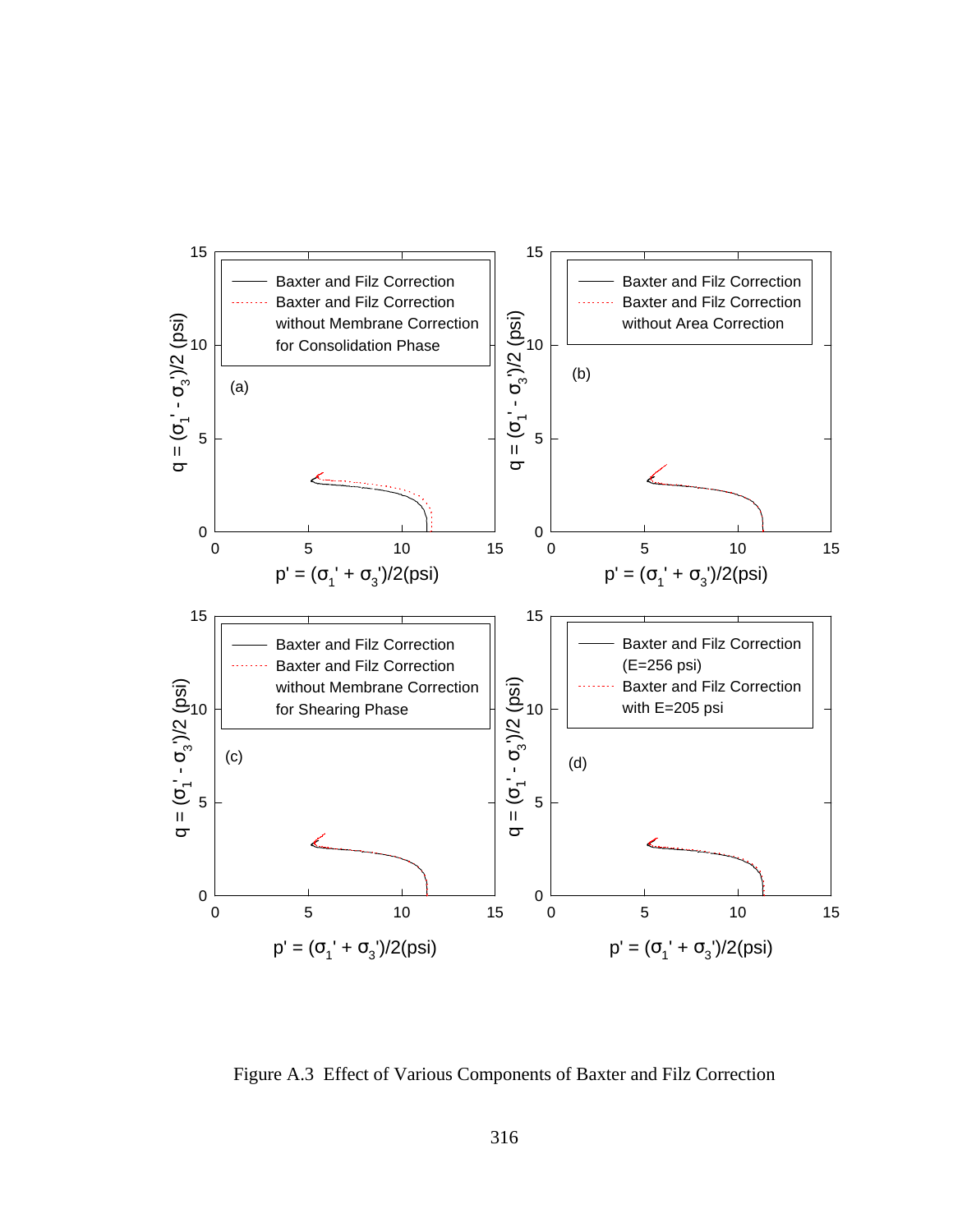Figure A.3 Effect of Various Components of Baxter and Filz Correction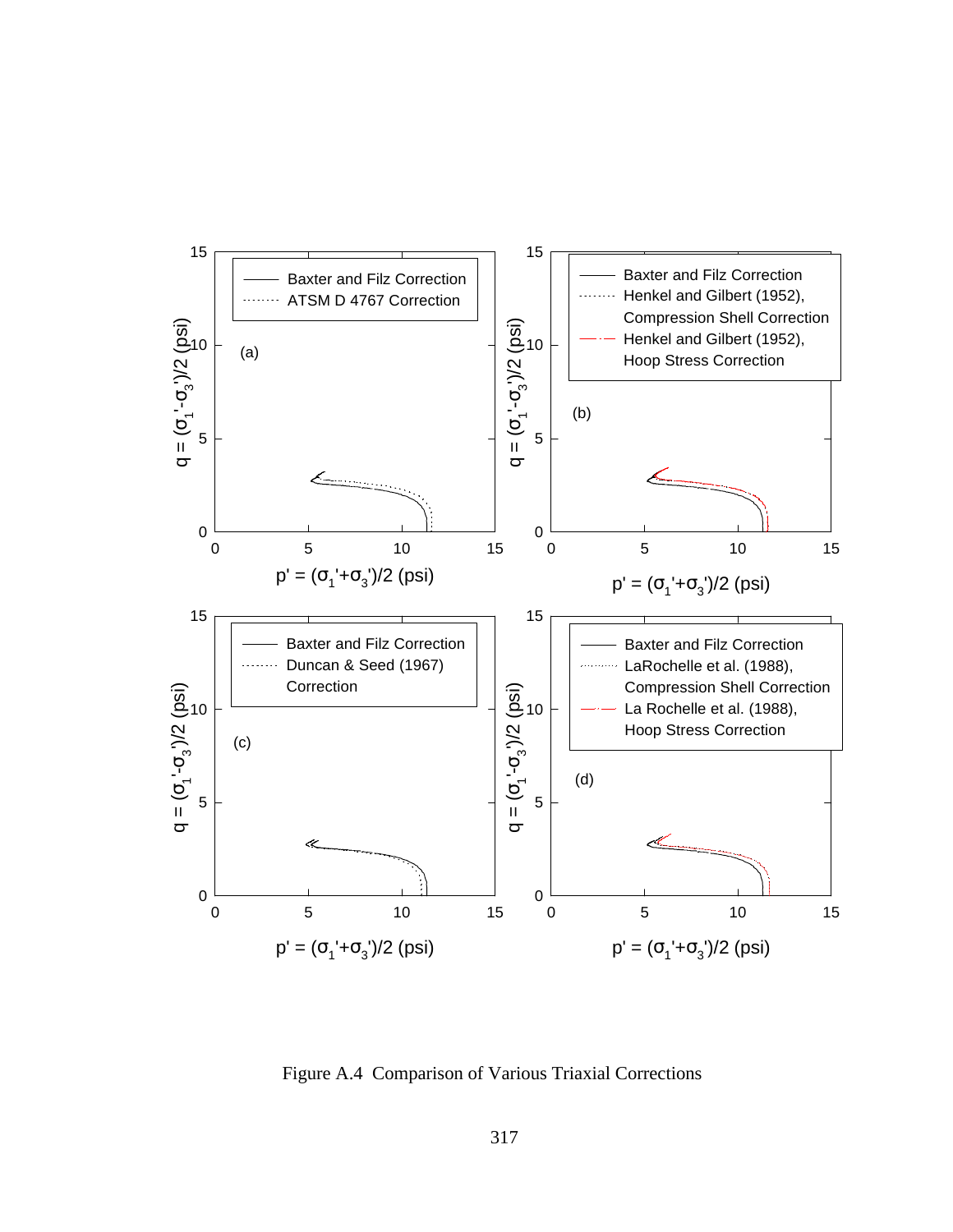(a)

Baxter and Filz Correction

ATSM D 4767 Correction

$q = (\sigma_1'-\sigma_3')/2$ (psi)

$p' = (\sigma_1'+\sigma_3')/2$ (psi)

0
5
10
15

0
5
10
15

(b)

Baxter and Filz Correction

Henkel and Gilbert (1952), Compression Shell Correction

Henkel and Gilbert (1952), Hoop Stress Correction

$q = (\sigma_1'-\sigma_3')/2$ (psi)

$p' = (\sigma_1'+\sigma_3')/2$ (psi)

0
5
10
15

0
5
10
15

(c)

Baxter and Filz Correction

Duncan & Seed (1967) Correction

$q = (\sigma_1'-\sigma_3')/2$ (psi)

$p' = (\sigma_1'+\sigma_3')/2$ (psi)

0
5
10
15

0
5
10
15

(d)

Baxter and Filz Correction

LaRochelle et al. (1988), Compression Shell Correction

La Rochelle et al. (1988), Hoop Stress Correction

$q = (\sigma_1'-\sigma_3')/2$ (psi)

$p' = (\sigma_1'+\sigma_3')/2$ (psi)

0
5
10
15

0
5
10
15

Figure A.4 Comparison of Various Triaxial Corrections